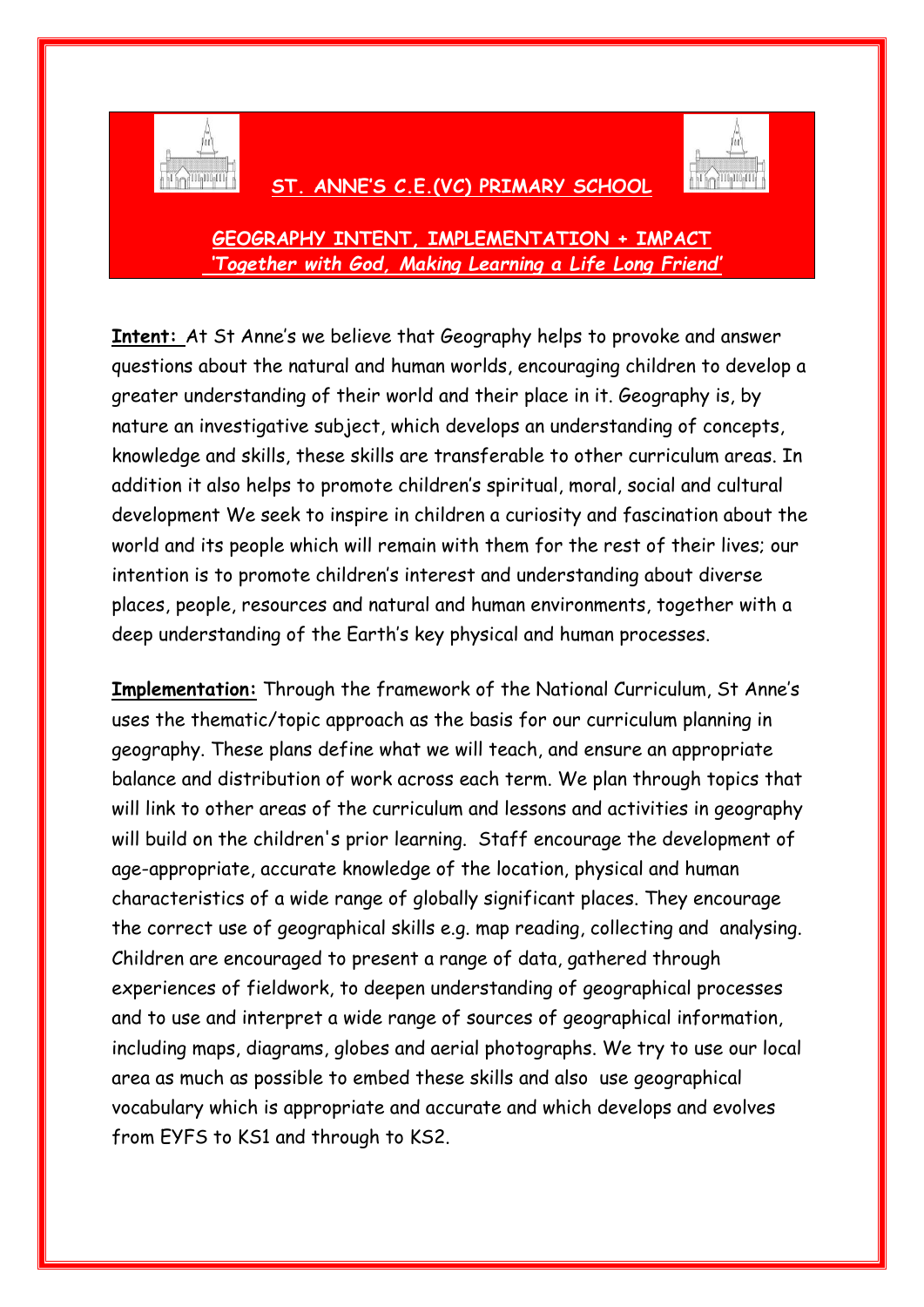# ST. ANNE'S C.E.(VC) PRIMARY SCHOOL

## GEOGRAPHY INTENT, IMPLEMENTATION + IMPACT

*'Together with God, Making Learning a Life Long Friend'*

**Intent:** At St Anne's we believe that Geography helps to provoke and answer questions about the natural and human worlds, encouraging children to develop a greater understanding of their world and their place in it. Geography is, by nature an investigative subject, which develops an understanding of concepts, knowledge and skills, these skills are transferable to other curriculum areas. In addition it also helps to promote children's spiritual, moral, social and cultural development We seek to inspire in children a curiosity and fascination about the world and its people which will remain with them for the rest of their lives; our intention is to promote children's interest and understanding about diverse places, people, resources and natural and human environments, together with a deep understanding of the Earth's key physical and human processes.

**Implementation:** Through the framework of the National Curriculum, St Anne's uses the thematic/topic approach as the basis for our curriculum planning in geography. These plans define what we will teach, and ensure an appropriate balance and distribution of work across each term. We plan through topics that will link to other areas of the curriculum and lessons and activities in geography will build on the children's prior learning. Staff encourage the development of age-appropriate, accurate knowledge of the location, physical and human characteristics of a wide range of globally significant places. They encourage the correct use of geographical skills e.g. map reading, collecting and analysing. Children are encouraged to present a range of data, gathered through experiences of fieldwork, to deepen understanding of geographical processes and to use and interpret a wide range of sources of geographical information, including maps, diagrams, globes and aerial photographs. We try to use our local area as much as possible to embed these skills and also use geographical vocabulary which is appropriate and accurate and which develops and evolves from EYFS to KS1 and through to KS2.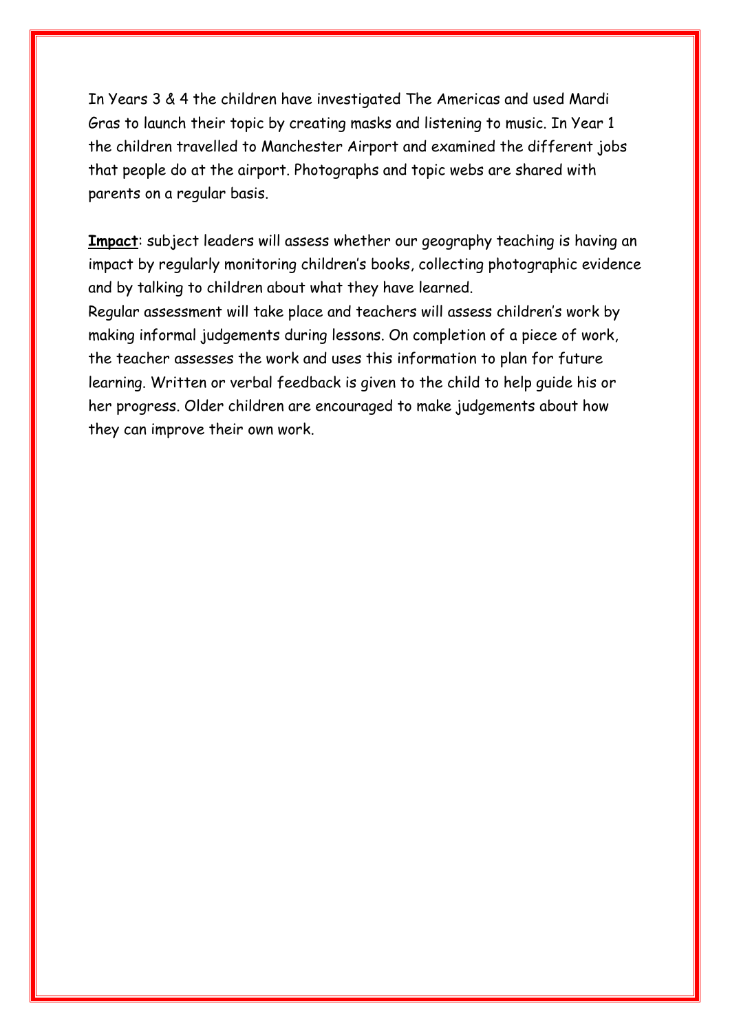In Years 3 & 4 the children have investigated The Americas and used Mardi Gras to launch their topic by creating masks and listening to music. In Year 1 the children travelled to Manchester Airport and examined the different jobs that people do at the airport. Photographs and topic webs are shared with parents on a regular basis.

**Impact**: subject leaders will assess whether our geography teaching is having an impact by regularly monitoring children's books, collecting photographic evidence and by talking to children about what they have learned.
Regular assessment will take place and teachers will assess children's work by making informal judgements during lessons. On completion of a piece of work, the teacher assesses the work and uses this information to plan for future learning. Written or verbal feedback is given to the child to help guide his or her progress. Older children are encouraged to make judgements about how they can improve their own work.